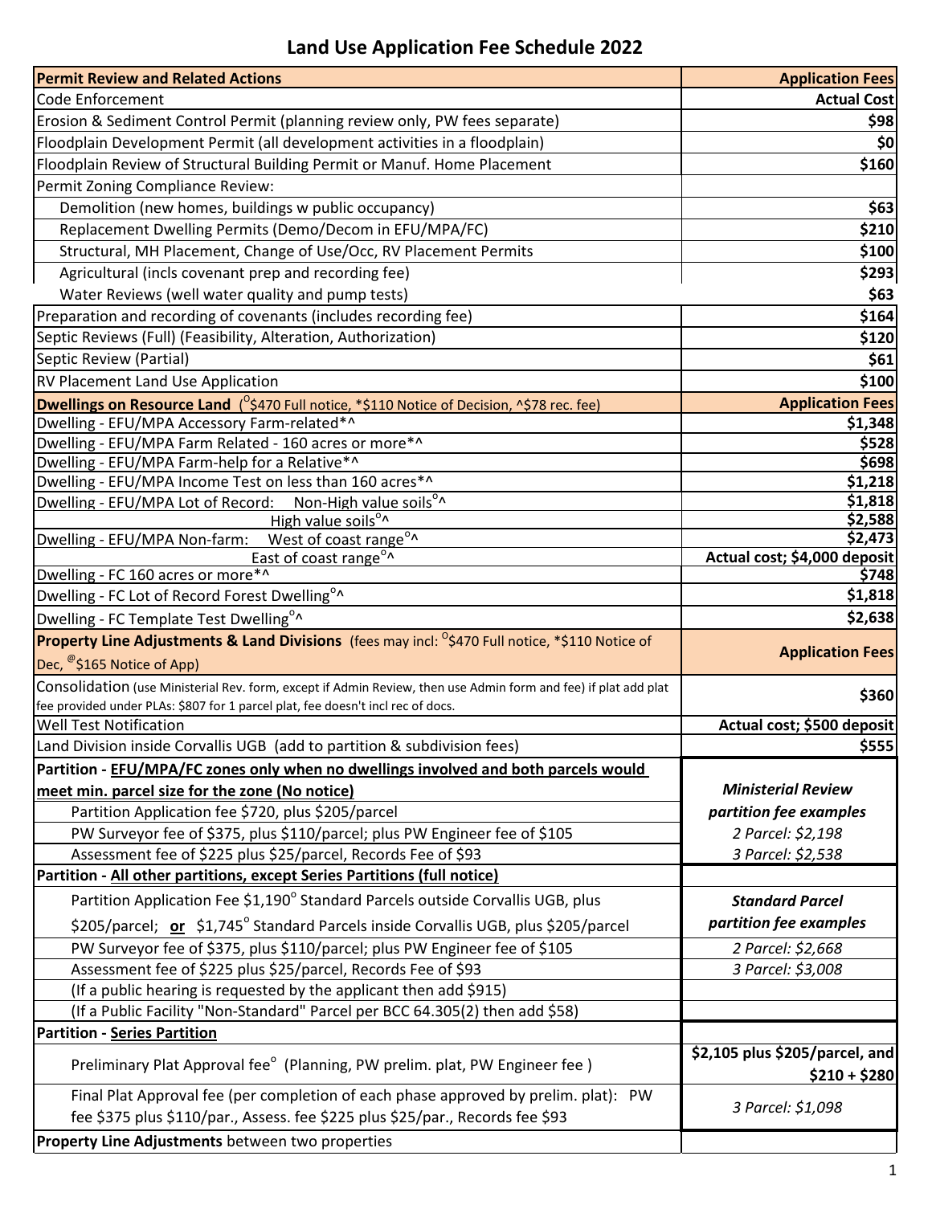# Land Use Application Fee Schedule 2022

| **Permit Review and Related Actions** | **Application Fees** |
|---|---|
| Code Enforcement | **Actual Cost** |
| Erosion & Sediment Control Permit (planning review only, PW fees separate) | **$98** |
| Floodplain Development Permit (all development activities in a floodplain) | **$0** |
| Floodplain Review of Structural Building Permit or Manuf. Home Placement | **$160** |
| Permit Zoning Compliance Review: | |
| Demolition (new homes, buildings w public occupancy) | **$63** |
| Replacement Dwelling Permits (Demo/Decom in EFU/MPA/FC) | **$210** |
| Structural, MH Placement, Change of Use/Occ, RV Placement Permits | **$100** |
| Agricultural (incls covenant prep and recording fee) | **$293** |
| Water Reviews (well water quality and pump tests) | **$63** |
| Preparation and recording of covenants (includes recording fee) | **$164** |
| Septic Reviews (Full) (Feasibility, Alteration, Authorization) | **$120** |
| Septic Review (Partial) | **$61** |
| RV Placement Land Use Application | **$100** |
| **Dwellings on Resource Land** (°$470 Full notice, *$110 Notice of Decision, ^$78 rec. fee) | **Application Fees** |
| Dwelling - EFU/MPA Accessory Farm-related*^ | **$1,348** |
| Dwelling - EFU/MPA Farm Related - 160 acres or more*^ | **$528** |
| Dwelling - EFU/MPA Farm-help for a Relative*^ | **$698** |
| Dwelling - EFU/MPA Income Test on less than 160 acres*^ | **$1,218** |
| Dwelling - EFU/MPA Lot of Record: Non-High value soils°^ | **$1,818** |
| High value soils°^ | **$2,588** |
| Dwelling - EFU/MPA Non-farm: West of coast range°^ | **$2,473** |
| East of coast range°^ | **Actual cost; $4,000 deposit** |
| Dwelling - FC 160 acres or more*^ | **$748** |
| Dwelling - FC Lot of Record Forest Dwelling°^ | **$1,818** |
| Dwelling - FC Template Test Dwelling°^ | **$2,638** |
| **Property Line Adjustments & Land Divisions** (fees may incl: °$470 Full notice, *$110 Notice of Dec, @$165 Notice of App) | **Application Fees** |
| Consolidation (use Ministerial Rev. form, except if Admin Review, then use Admin form and fee) if plat add plat fee provided under PLAs: $807 for 1 parcel plat, fee doesn't incl rec of docs. | **$360** |
| Well Test Notification | **Actual cost; $500 deposit** |
| Land Division inside Corvallis UGB (add to partition & subdivision fees) | **$555** |
| **Partition - <u>EFU/MPA/FC zones only when no dwellings involved and both parcels would meet min. parcel size for the zone (No notice)</u>** | ***Ministerial Review partition fee examples*** |
| Partition Application fee $720, plus $205/parcel | *2 Parcel: $2,198* |
| PW Surveyor fee of $375, plus $110/parcel; plus PW Engineer fee of $105 | *3 Parcel: $2,538* |
| Assessment fee of $225 plus $25/parcel, Records Fee of $93 | |
| **Partition - <u>All other partitions, except Series Partitions (full notice)</u>** | |
| Partition Application Fee $1,190° Standard Parcels outside Corvallis UGB, plus $205/parcel; **<u>or</u>** $1,745° Standard Parcels inside Corvallis UGB, plus $205/parcel | ***Standard Parcel partition fee examples*** |
| PW Surveyor fee of $375, plus $110/parcel; plus PW Engineer fee of $105 | *2 Parcel: $2,668* |
| Assessment fee of $225 plus $25/parcel, Records Fee of $93 | *3 Parcel: $3,008* |
| (If a public hearing is requested by the applicant then add $915) | |
| (If a Public Facility "Non-Standard" Parcel per BCC 64.305(2) then add $58) | |
| **Partition - <u>Series Partition</u>** | |
| Preliminary Plat Approval fee° (Planning, PW prelim. plat, PW Engineer fee ) | **$2,105 plus $205/parcel, and $210 + $280** |
| Final Plat Approval fee (per completion of each phase approved by prelim. plat): PW fee $375 plus $110/par., Assess. fee $225 plus $25/par., Records fee $93 | *3 Parcel: $1,098* |
| **Property Line Adjustments** between two properties | |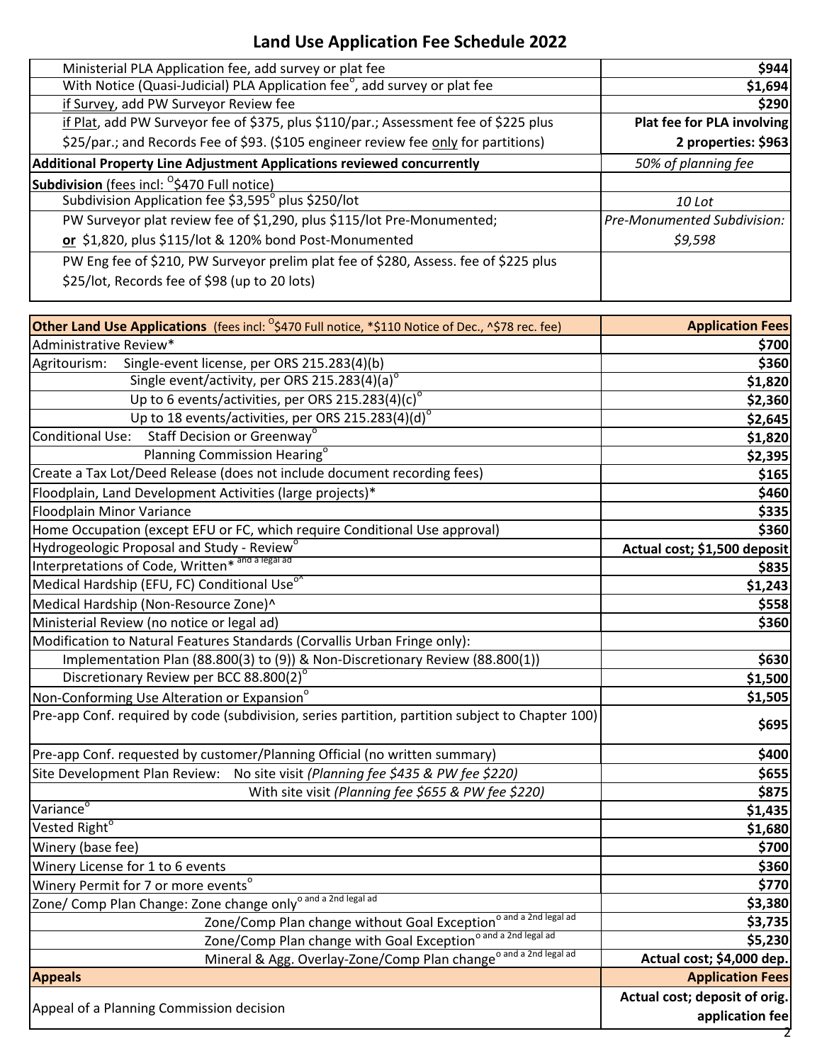# Land Use Application Fee Schedule 2022

| | |
|---|---|
| Ministerial PLA Application fee, add survey or plat fee | **$944** |
| With Notice (Quasi-Judicial) PLA Application fee°, add survey or plat fee | **$1,694** |
| if Survey, add PW Surveyor Review fee | **$290** |
| if Plat, add PW Surveyor fee of $375, plus $110/par.; Assessment fee of $225 plus $25/par.; and Records Fee of $93. ($105 engineer review fee only for partitions) | **Plat fee for PLA involving 2 properties: $963** |
| **Additional Property Line Adjustment Applications reviewed concurrently** | *50% of planning fee* |
| **Subdivision** (fees incl: °$470 Full notice) | |
| Subdivision Application fee $3,595° plus $250/lot | *10 Lot* |
| PW Surveyor plat review fee of $1,290, plus $115/lot Pre-Monumented; **or** $1,820, plus $115/lot & 120% bond Post-Monumented | *Pre-Monumented Subdivision: $9,598* |
| PW Eng fee of $210, PW Surveyor prelim plat fee of $280, Assess. fee of $225 plus $25/lot, Records fee of $98 (up to 20 lots) | |

| **Other Land Use Applications** (fees incl: °$470 Full notice, *$110 Notice of Dec., ^$78 rec. fee) | **Application Fees** |
|---|---|
| Administrative Review* | **$700** |
| Agritourism: Single-event license, per ORS 215.283(4)(b) | **$360** |
| Single event/activity, per ORS 215.283(4)(a)° | **$1,820** |
| Up to 6 events/activities, per ORS 215.283(4)(c)° | **$2,360** |
| Up to 18 events/activities, per ORS 215.283(4)(d)° | **$2,645** |
| Conditional Use: Staff Decision or Greenway° | **$1,820** |
| Planning Commission Hearing° | **$2,395** |
| Create a Tax Lot/Deed Release (does not include document recording fees) | **$165** |
| Floodplain, Land Development Activities (large projects)* | **$460** |
| Floodplain Minor Variance | **$335** |
| Home Occupation (except EFU or FC, which require Conditional Use approval) | **$360** |
| Hydrogeologic Proposal and Study - Review° | **Actual cost; $1,500 deposit** |
| Interpretations of Code, Written* and a legal ad | **$835** |
| Medical Hardship (EFU, FC) Conditional Use°^ | **$1,243** |
| Medical Hardship (Non-Resource Zone)^ | **$558** |
| Ministerial Review (no notice or legal ad) | **$360** |
| Modification to Natural Features Standards (Corvallis Urban Fringe only): | |
| Implementation Plan (88.800(3) to (9)) & Non-Discretionary Review (88.800(1)) | **$630** |
| Discretionary Review per BCC 88.800(2)° | **$1,500** |
| Non-Conforming Use Alteration or Expansion° | **$1,505** |
| Pre-app Conf. required by code (subdivision, series partition, partition subject to Chapter 100) | **$695** |
| Pre-app Conf. requested by customer/Planning Official (no written summary) | **$400** |
| Site Development Plan Review: No site visit *(Planning fee $435 & PW fee $220)* | **$655** |
| With site visit *(Planning fee $655 & PW fee $220)* | **$875** |
| Variance° | **$1,435** |
| Vested Right° | **$1,680** |
| Winery (base fee) | **$700** |
| Winery License for 1 to 6 events | **$360** |
| Winery Permit for 7 or more events° | **$770** |
| Zone/ Comp Plan Change: Zone change only° and a 2nd legal ad | **$3,380** |
| Zone/Comp Plan change without Goal Exception° and a 2nd legal ad | **$3,735** |
| Zone/Comp Plan change with Goal Exception° and a 2nd legal ad | **$5,230** |
| Mineral & Agg. Overlay-Zone/Comp Plan change° and a 2nd legal ad | **Actual cost; $4,000 dep.** |
| **Appeals** | **Application Fees** |
| Appeal of a Planning Commission decision | **Actual cost; deposit of orig. application fee** |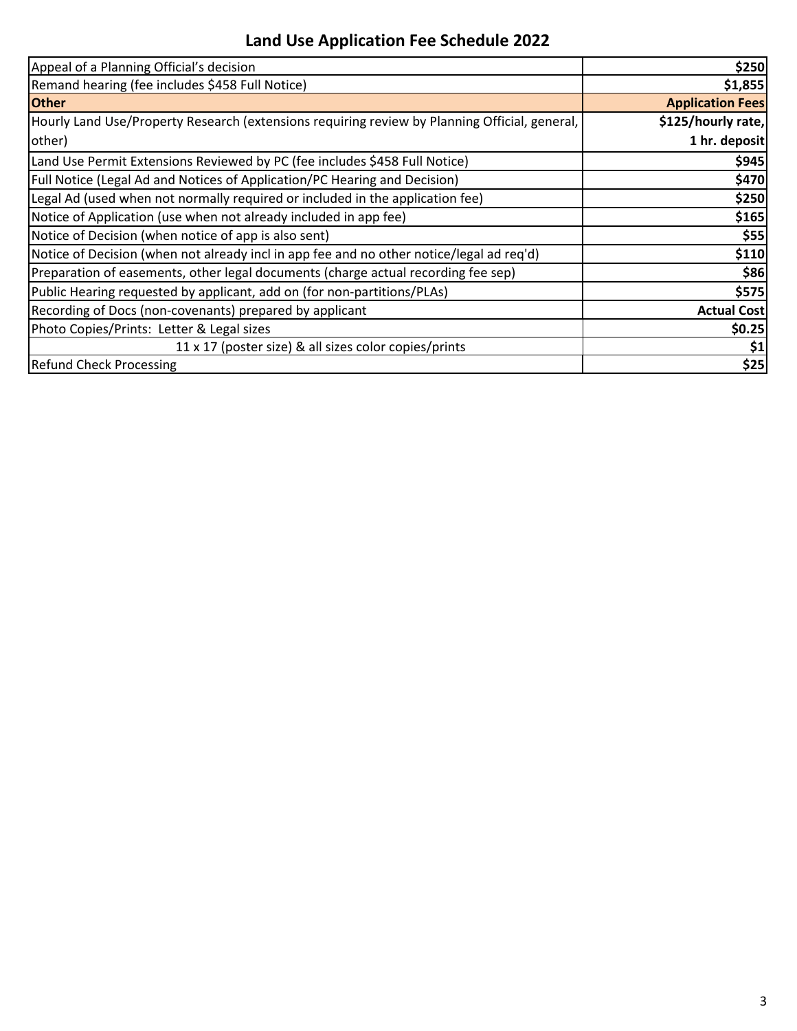## Land Use Application Fee Schedule 2022

| | |
|---|---|
| Appeal of a Planning Official's decision | **$250** |
| Remand hearing (fee includes $458 Full Notice) | **$1,855** |
| **Other** | **Application Fees** |
| Hourly Land Use/Property Research (extensions requiring review by Planning Official, general, other) | **$125/hourly rate, 1 hr. deposit** |
| Land Use Permit Extensions Reviewed by PC (fee includes $458 Full Notice) | **$945** |
| Full Notice (Legal Ad and Notices of Application/PC Hearing and Decision) | **$470** |
| Legal Ad (used when not normally required or included in the application fee) | **$250** |
| Notice of Application (use when not already included in app fee) | **$165** |
| Notice of Decision (when notice of app is also sent) | **$55** |
| Notice of Decision (when not already incl in app fee and no other notice/legal ad req'd) | **$110** |
| Preparation of easements, other legal documents (charge actual recording fee sep) | **$86** |
| Public Hearing requested by applicant, add on (for non-partitions/PLAs) | **$575** |
| Recording of Docs (non-covenants) prepared by applicant | **Actual Cost** |
| Photo Copies/Prints: Letter & Legal sizes | **$0.25** |
| 11 x 17 (poster size) & all sizes color copies/prints | **$1** |
| Refund Check Processing | **$25** |